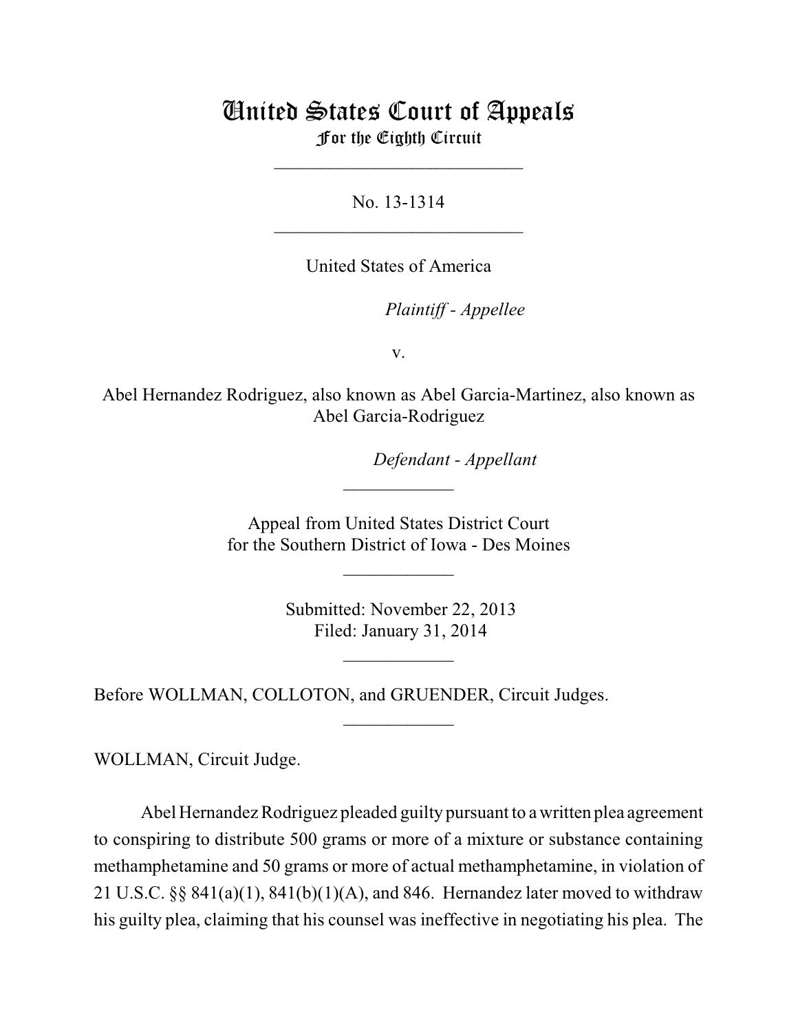# United States Court of Appeals
## For the Eighth Circuit

\_\_\_\_\_\_\_\_\_\_\_\_\_\_\_\_\_\_\_\_\_\_\_\_\_\_\_

No. 13-1314

\_\_\_\_\_\_\_\_\_\_\_\_\_\_\_\_\_\_\_\_\_\_\_\_\_\_\_

United States of America

*Plaintiff - Appellee*

v.

Abel Hernandez Rodriguez, also known as Abel Garcia-Martinez, also known as Abel Garcia-Rodriguez

*Defendant - Appellant*

\_\_\_\_\_\_\_\_\_\_\_\_

Appeal from United States District Court
for the Southern District of Iowa - Des Moines

\_\_\_\_\_\_\_\_\_\_\_\_

Submitted: November 22, 2013
Filed: January 31, 2014

\_\_\_\_\_\_\_\_\_\_\_\_

Before WOLLMAN, COLLOTON, and GRUENDER, Circuit Judges.

\_\_\_\_\_\_\_\_\_\_\_\_

WOLLMAN, Circuit Judge.

Abel Hernandez Rodriguez pleaded guilty pursuant to a written plea agreement to conspiring to distribute 500 grams or more of a mixture or substance containing methamphetamine and 50 grams or more of actual methamphetamine, in violation of 21 U.S.C. §§ 841(a)(1), 841(b)(1)(A), and 846. Hernandez later moved to withdraw his guilty plea, claiming that his counsel was ineffective in negotiating his plea. The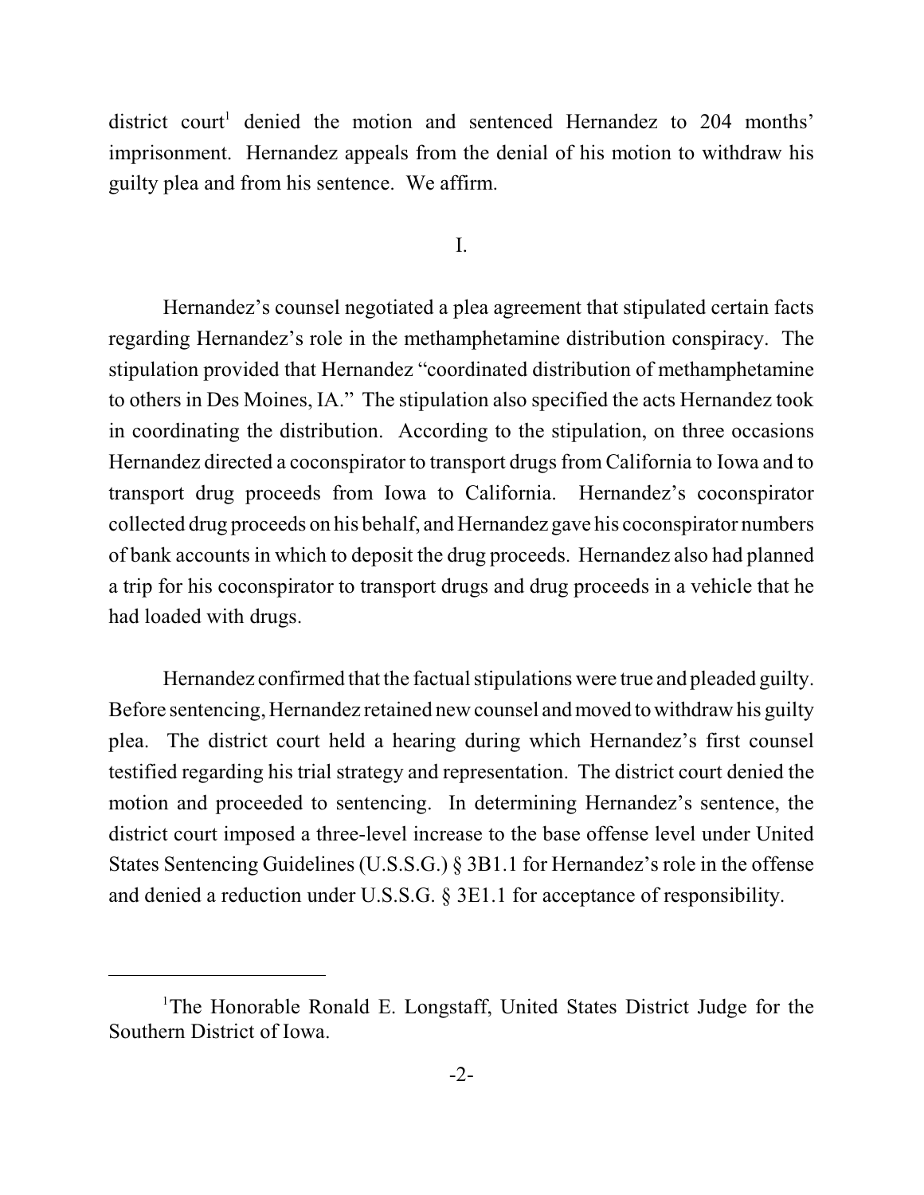district court[1] denied the motion and sentenced Hernandez to 204 months' imprisonment. Hernandez appeals from the denial of his motion to withdraw his guilty plea and from his sentence. We affirm.

I.

Hernandez's counsel negotiated a plea agreement that stipulated certain facts regarding Hernandez's role in the methamphetamine distribution conspiracy. The stipulation provided that Hernandez "coordinated distribution of methamphetamine to others in Des Moines, IA." The stipulation also specified the acts Hernandez took in coordinating the distribution. According to the stipulation, on three occasions Hernandez directed a coconspirator to transport drugs from California to Iowa and to transport drug proceeds from Iowa to California. Hernandez's coconspirator collected drug proceeds on his behalf, and Hernandez gave his coconspirator numbers of bank accounts in which to deposit the drug proceeds. Hernandez also had planned a trip for his coconspirator to transport drugs and drug proceeds in a vehicle that he had loaded with drugs.

Hernandez confirmed that the factual stipulations were true and pleaded guilty. Before sentencing, Hernandez retained new counsel and moved to withdraw his guilty plea. The district court held a hearing during which Hernandez's first counsel testified regarding his trial strategy and representation. The district court denied the motion and proceeded to sentencing. In determining Hernandez's sentence, the district court imposed a three-level increase to the base offense level under United States Sentencing Guidelines (U.S.S.G.) § 3B1.1 for Hernandez's role in the offense and denied a reduction under U.S.S.G. § 3E1.1 for acceptance of responsibility.

---

[1]The Honorable Ronald E. Longstaff, United States District Judge for the Southern District of Iowa.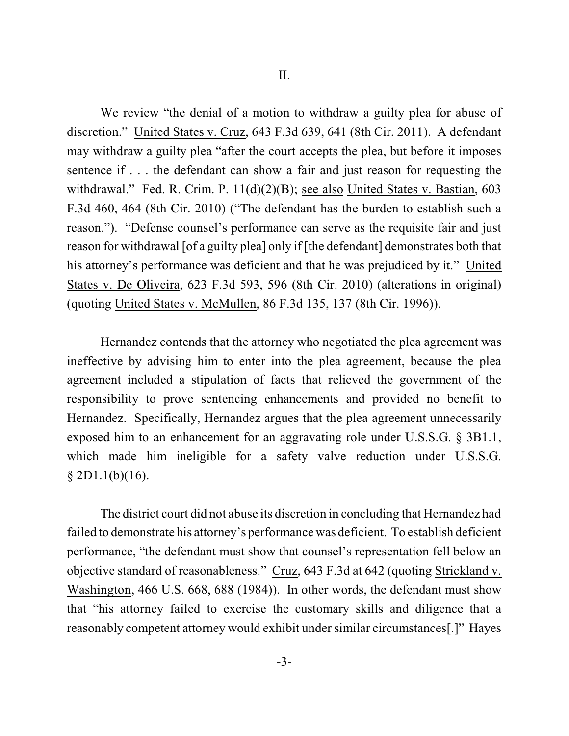## II.

We review "the denial of a motion to withdraw a guilty plea for abuse of discretion." United States v. Cruz, 643 F.3d 639, 641 (8th Cir. 2011). A defendant may withdraw a guilty plea "after the court accepts the plea, but before it imposes sentence if . . . the defendant can show a fair and just reason for requesting the withdrawal." Fed. R. Crim. P. 11(d)(2)(B); see also United States v. Bastian, 603 F.3d 460, 464 (8th Cir. 2010) ("The defendant has the burden to establish such a reason."). "Defense counsel's performance can serve as the requisite fair and just reason for withdrawal [of a guilty plea] only if [the defendant] demonstrates both that his attorney's performance was deficient and that he was prejudiced by it." United States v. De Oliveira, 623 F.3d 593, 596 (8th Cir. 2010) (alterations in original) (quoting United States v. McMullen, 86 F.3d 135, 137 (8th Cir. 1996)).

Hernandez contends that the attorney who negotiated the plea agreement was ineffective by advising him to enter into the plea agreement, because the plea agreement included a stipulation of facts that relieved the government of the responsibility to prove sentencing enhancements and provided no benefit to Hernandez. Specifically, Hernandez argues that the plea agreement unnecessarily exposed him to an enhancement for an aggravating role under U.S.S.G. § 3B1.1, which made him ineligible for a safety valve reduction under U.S.S.G. § 2D1.1(b)(16).

The district court did not abuse its discretion in concluding that Hernandez had failed to demonstrate his attorney's performance was deficient. To establish deficient performance, "the defendant must show that counsel's representation fell below an objective standard of reasonableness." Cruz, 643 F.3d at 642 (quoting Strickland v. Washington, 466 U.S. 668, 688 (1984)). In other words, the defendant must show that "his attorney failed to exercise the customary skills and diligence that a reasonably competent attorney would exhibit under similar circumstances[.]" Hayes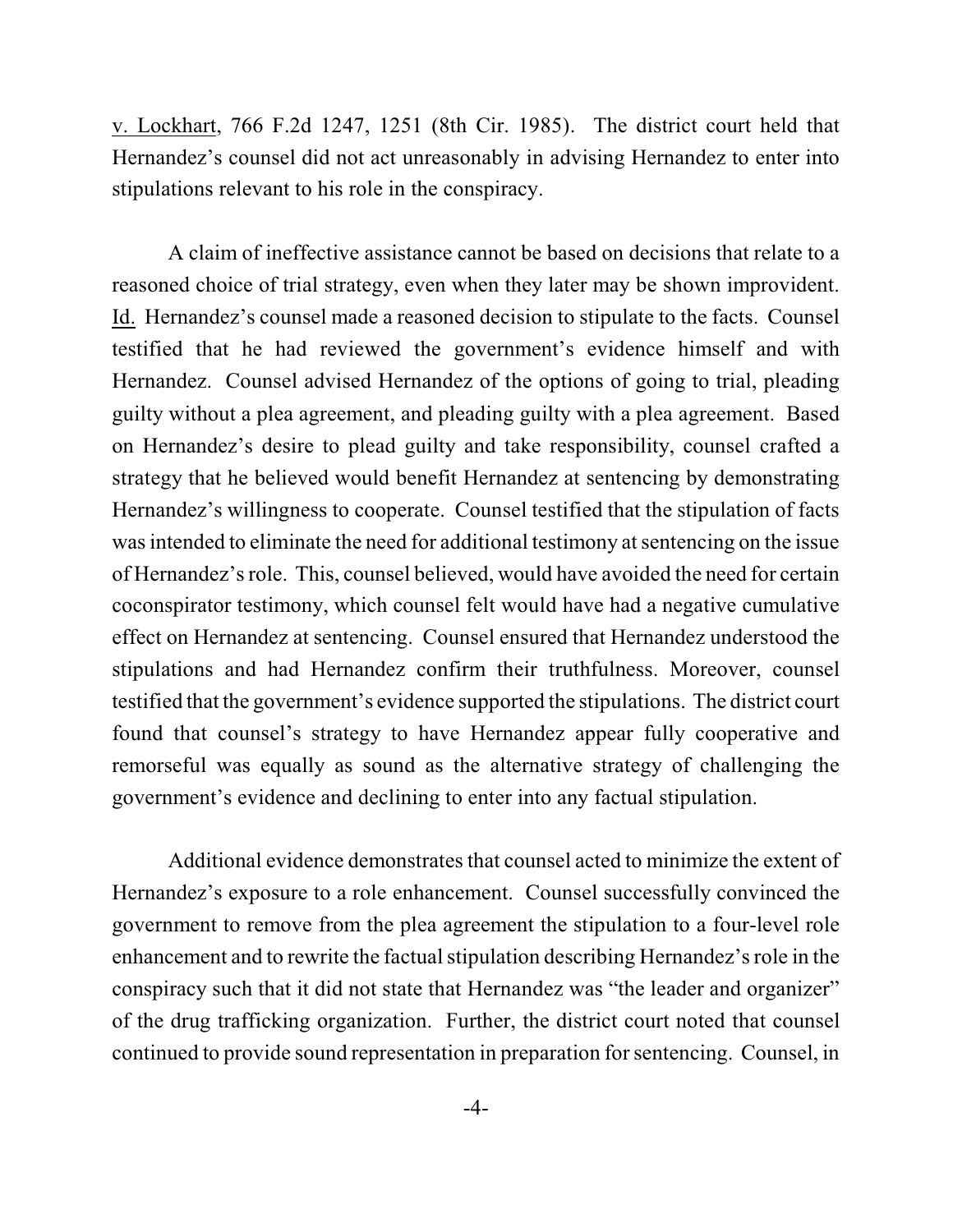v. Lockhart, 766 F.2d 1247, 1251 (8th Cir. 1985). The district court held that Hernandez's counsel did not act unreasonably in advising Hernandez to enter into stipulations relevant to his role in the conspiracy.

A claim of ineffective assistance cannot be based on decisions that relate to a reasoned choice of trial strategy, even when they later may be shown improvident. Id. Hernandez's counsel made a reasoned decision to stipulate to the facts. Counsel testified that he had reviewed the government's evidence himself and with Hernandez. Counsel advised Hernandez of the options of going to trial, pleading guilty without a plea agreement, and pleading guilty with a plea agreement. Based on Hernandez's desire to plead guilty and take responsibility, counsel crafted a strategy that he believed would benefit Hernandez at sentencing by demonstrating Hernandez's willingness to cooperate. Counsel testified that the stipulation of facts was intended to eliminate the need for additional testimony at sentencing on the issue of Hernandez's role. This, counsel believed, would have avoided the need for certain coconspirator testimony, which counsel felt would have had a negative cumulative effect on Hernandez at sentencing. Counsel ensured that Hernandez understood the stipulations and had Hernandez confirm their truthfulness. Moreover, counsel testified that the government's evidence supported the stipulations. The district court found that counsel's strategy to have Hernandez appear fully cooperative and remorseful was equally as sound as the alternative strategy of challenging the government's evidence and declining to enter into any factual stipulation.

Additional evidence demonstrates that counsel acted to minimize the extent of Hernandez's exposure to a role enhancement. Counsel successfully convinced the government to remove from the plea agreement the stipulation to a four-level role enhancement and to rewrite the factual stipulation describing Hernandez's role in the conspiracy such that it did not state that Hernandez was "the leader and organizer" of the drug trafficking organization. Further, the district court noted that counsel continued to provide sound representation in preparation for sentencing. Counsel, in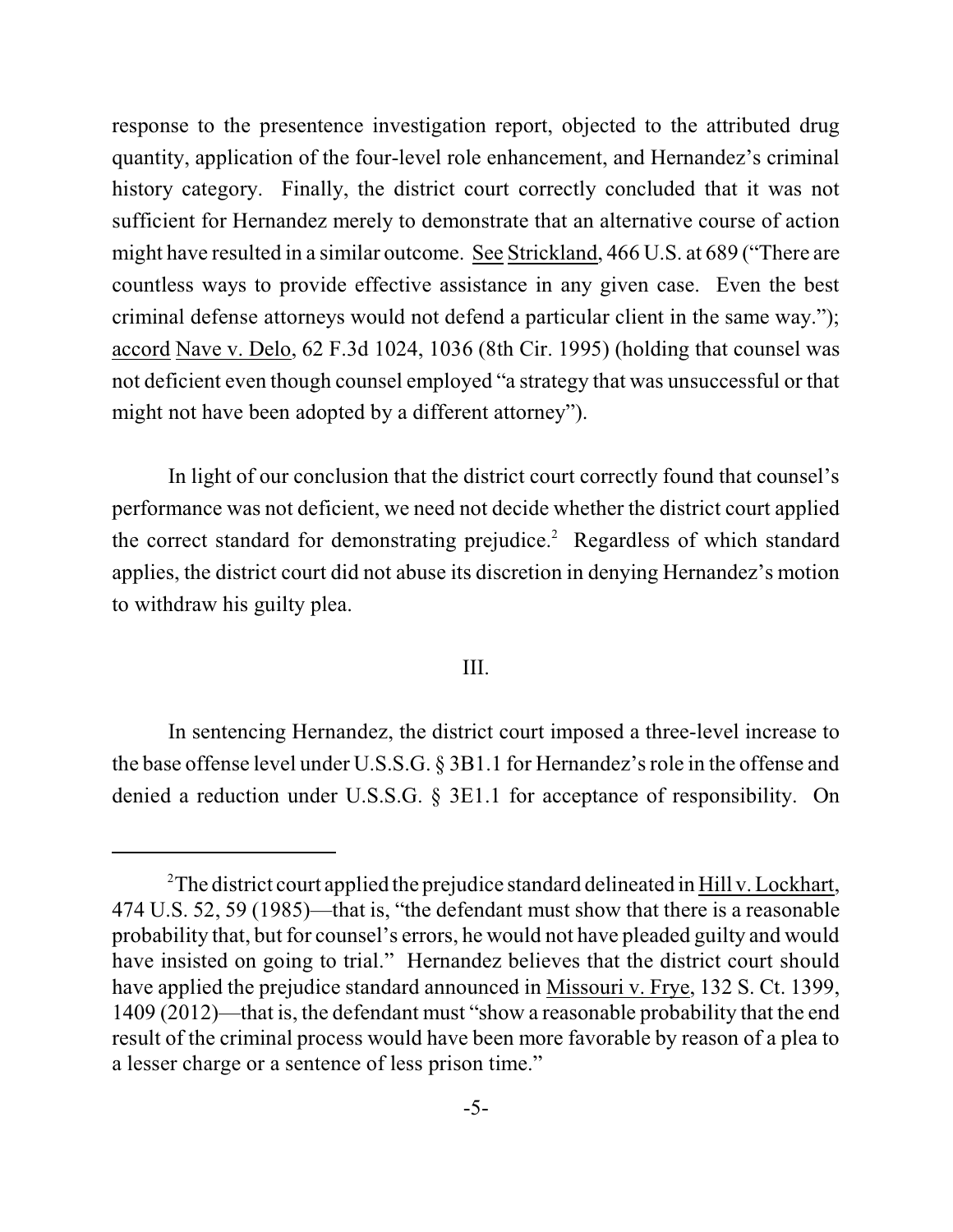response to the presentence investigation report, objected to the attributed drug quantity, application of the four-level role enhancement, and Hernandez's criminal history category. Finally, the district court correctly concluded that it was not sufficient for Hernandez merely to demonstrate that an alternative course of action might have resulted in a similar outcome. See Strickland, 466 U.S. at 689 ("There are countless ways to provide effective assistance in any given case. Even the best criminal defense attorneys would not defend a particular client in the same way."); accord Nave v. Delo, 62 F.3d 1024, 1036 (8th Cir. 1995) (holding that counsel was not deficient even though counsel employed "a strategy that was unsuccessful or that might not have been adopted by a different attorney").

In light of our conclusion that the district court correctly found that counsel's performance was not deficient, we need not decide whether the district court applied the correct standard for demonstrating prejudice.[2] Regardless of which standard applies, the district court did not abuse its discretion in denying Hernandez's motion to withdraw his guilty plea.

## III.

In sentencing Hernandez, the district court imposed a three-level increase to the base offense level under U.S.S.G. § 3B1.1 for Hernandez's role in the offense and denied a reduction under U.S.S.G. § 3E1.1 for acceptance of responsibility. On

---

[2]The district court applied the prejudice standard delineated in Hill v. Lockhart, 474 U.S. 52, 59 (1985)—that is, "the defendant must show that there is a reasonable probability that, but for counsel's errors, he would not have pleaded guilty and would have insisted on going to trial." Hernandez believes that the district court should have applied the prejudice standard announced in Missouri v. Frye, 132 S. Ct. 1399, 1409 (2012)—that is, the defendant must "show a reasonable probability that the end result of the criminal process would have been more favorable by reason of a plea to a lesser charge or a sentence of less prison time."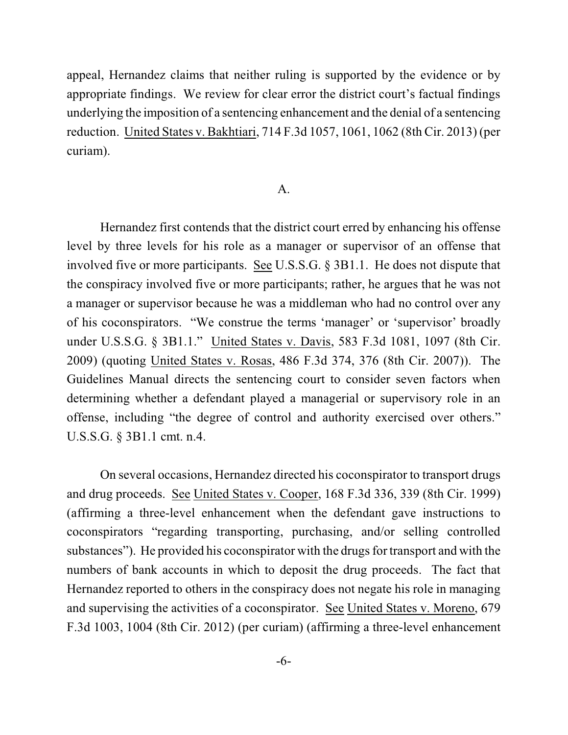appeal, Hernandez claims that neither ruling is supported by the evidence or by appropriate findings. We review for clear error the district court's factual findings underlying the imposition of a sentencing enhancement and the denial of a sentencing reduction. United States v. Bakhtiari, 714 F.3d 1057, 1061, 1062 (8th Cir. 2013) (per curiam).

### A.

Hernandez first contends that the district court erred by enhancing his offense level by three levels for his role as a manager or supervisor of an offense that involved five or more participants. See U.S.S.G. § 3B1.1. He does not dispute that the conspiracy involved five or more participants; rather, he argues that he was not a manager or supervisor because he was a middleman who had no control over any of his coconspirators. "We construe the terms 'manager' or 'supervisor' broadly under U.S.S.G. § 3B1.1." United States v. Davis, 583 F.3d 1081, 1097 (8th Cir. 2009) (quoting United States v. Rosas, 486 F.3d 374, 376 (8th Cir. 2007)). The Guidelines Manual directs the sentencing court to consider seven factors when determining whether a defendant played a managerial or supervisory role in an offense, including "the degree of control and authority exercised over others." U.S.S.G. § 3B1.1 cmt. n.4.

On several occasions, Hernandez directed his coconspirator to transport drugs and drug proceeds. See United States v. Cooper, 168 F.3d 336, 339 (8th Cir. 1999) (affirming a three-level enhancement when the defendant gave instructions to coconspirators "regarding transporting, purchasing, and/or selling controlled substances"). He provided his coconspirator with the drugs for transport and with the numbers of bank accounts in which to deposit the drug proceeds. The fact that Hernandez reported to others in the conspiracy does not negate his role in managing and supervising the activities of a coconspirator. See United States v. Moreno, 679 F.3d 1003, 1004 (8th Cir. 2012) (per curiam) (affirming a three-level enhancement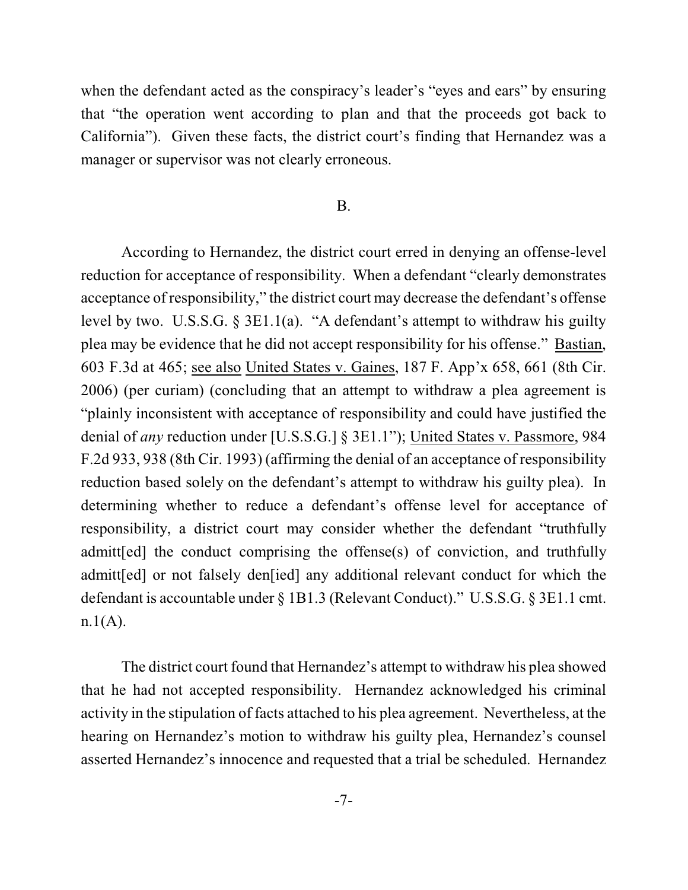when the defendant acted as the conspiracy's leader's "eyes and ears" by ensuring that "the operation went according to plan and that the proceeds got back to California"). Given these facts, the district court's finding that Hernandez was a manager or supervisor was not clearly erroneous.

B.

According to Hernandez, the district court erred in denying an offense-level reduction for acceptance of responsibility. When a defendant "clearly demonstrates acceptance of responsibility," the district court may decrease the defendant's offense level by two. U.S.S.G. § 3E1.1(a). "A defendant's attempt to withdraw his guilty plea may be evidence that he did not accept responsibility for his offense." Bastian, 603 F.3d at 465; see also United States v. Gaines, 187 F. App'x 658, 661 (8th Cir. 2006) (per curiam) (concluding that an attempt to withdraw a plea agreement is "plainly inconsistent with acceptance of responsibility and could have justified the denial of *any* reduction under [U.S.S.G.] § 3E1.1"); United States v. Passmore, 984 F.2d 933, 938 (8th Cir. 1993) (affirming the denial of an acceptance of responsibility reduction based solely on the defendant's attempt to withdraw his guilty plea). In determining whether to reduce a defendant's offense level for acceptance of responsibility, a district court may consider whether the defendant "truthfully admitt[ed] the conduct comprising the offense(s) of conviction, and truthfully admitt[ed] or not falsely den[ied] any additional relevant conduct for which the defendant is accountable under § 1B1.3 (Relevant Conduct)." U.S.S.G. § 3E1.1 cmt. n.1(A).

The district court found that Hernandez's attempt to withdraw his plea showed that he had not accepted responsibility. Hernandez acknowledged his criminal activity in the stipulation of facts attached to his plea agreement. Nevertheless, at the hearing on Hernandez's motion to withdraw his guilty plea, Hernandez's counsel asserted Hernandez's innocence and requested that a trial be scheduled. Hernandez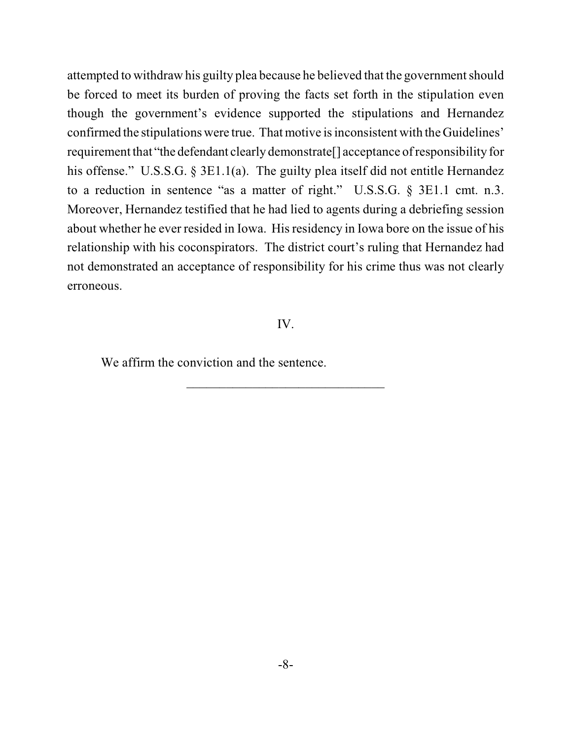attempted to withdraw his guilty plea because he believed that the government should be forced to meet its burden of proving the facts set forth in the stipulation even though the government's evidence supported the stipulations and Hernandez confirmed the stipulations were true. That motive is inconsistent with the Guidelines' requirement that "the defendant clearly demonstrate[] acceptance of responsibility for his offense." U.S.S.G. § 3E1.1(a). The guilty plea itself did not entitle Hernandez to a reduction in sentence "as a matter of right." U.S.S.G. § 3E1.1 cmt. n.3. Moreover, Hernandez testified that he had lied to agents during a debriefing session about whether he ever resided in Iowa. His residency in Iowa bore on the issue of his relationship with his coconspirators. The district court's ruling that Hernandez had not demonstrated an acceptance of responsibility for his crime thus was not clearly erroneous.

## IV.

We affirm the conviction and the sentence.

______________________________